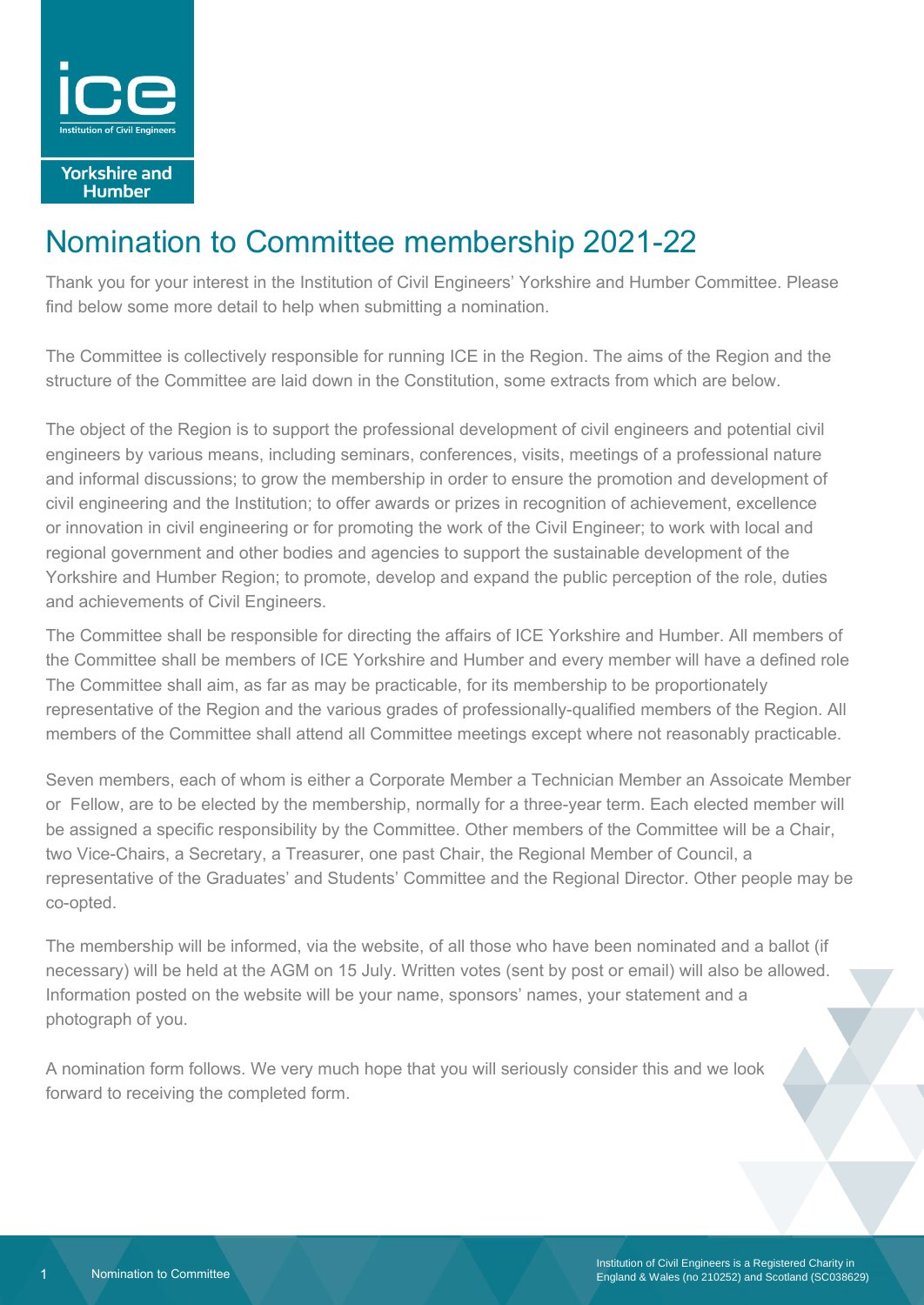ice

Institution of Civil Engineers

Yorkshire and Humber

# Nomination to Committee membership 2021-22

Thank you for your interest in the Institution of Civil Engineers' Yorkshire and Humber Committee. Please find below some more detail to help when submitting a nomination.

The Committee is collectively responsible for running ICE in the Region. The aims of the Region and the structure of the Committee are laid down in the Constitution, some extracts from which are below.

The object of the Region is to support the professional development of civil engineers and potential civil engineers by various means, including seminars, conferences, visits, meetings of a professional nature and informal discussions; to grow the membership in order to ensure the promotion and development of civil engineering and the Institution; to offer awards or prizes in recognition of achievement, excellence or innovation in civil engineering or for promoting the work of the Civil Engineer; to work with local and regional government and other bodies and agencies to support the sustainable development of the Yorkshire and Humber Region; to promote, develop and expand the public perception of the role, duties and achievements of Civil Engineers.

The Committee shall be responsible for directing the affairs of ICE Yorkshire and Humber. All members of the Committee shall be members of ICE Yorkshire and Humber and every member will have a defined role The Committee shall aim, as far as may be practicable, for its membership to be proportionately representative of the Region and the various grades of professionally-qualified members of the Region. All members of the Committee shall attend all Committee meetings except where not reasonably practicable.

Seven members, each of whom is either a Corporate Member a Technician Member an Assoicate Member or Fellow, are to be elected by the membership, normally for a three-year term. Each elected member will be assigned a specific responsibility by the Committee. Other members of the Committee will be a Chair, two Vice-Chairs, a Secretary, a Treasurer, one past Chair, the Regional Member of Council, a representative of the Graduates' and Students' Committee and the Regional Director. Other people may be co-opted.

The membership will be informed, via the website, of all those who have been nominated and a ballot (if necessary) will be held at the AGM on 15 July. Written votes (sent by post or email) will also be allowed. Information posted on the website will be your name, sponsors' names, your statement and a photograph of you.

A nomination form follows. We very much hope that you will seriously consider this and we look forward to receiving the completed form.

Institution of Civil Engineers is a Registered Charity in England & Wales (no 210252) and Scotland (SC038629)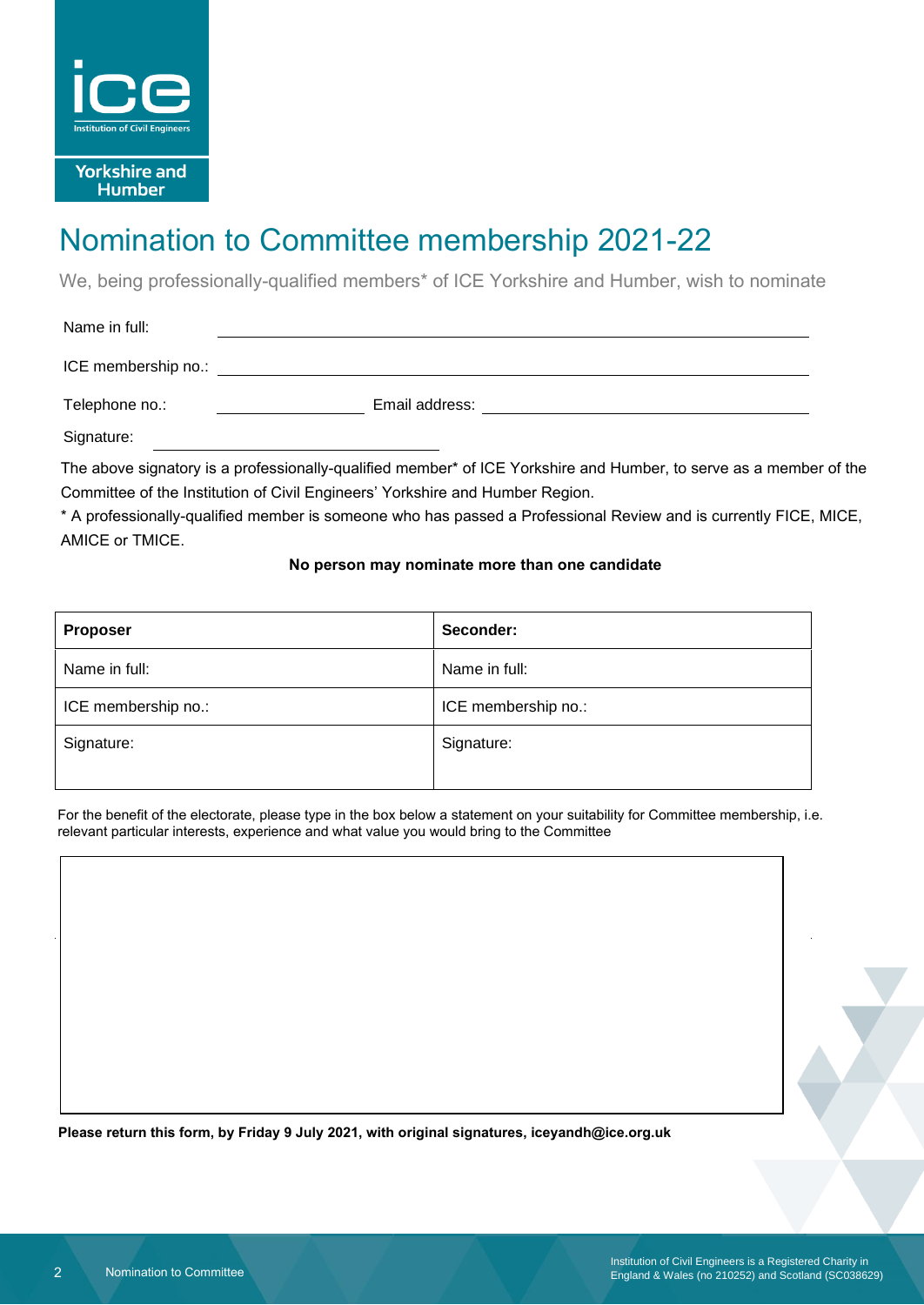Yorkshire and Humber

# Nomination to Committee membership 2021-22

We, being professionally-qualified members* of ICE Yorkshire and Humber, wish to nominate

Name in full: ______________________________

ICE membership no.: ______________________________

Telephone no.: ______________ Email address: ______________________________

Signature: ______________________________

The above signatory is a professionally-qualified member* of ICE Yorkshire and Humber, to serve as a member of the Committee of the Institution of Civil Engineers' Yorkshire and Humber Region.

* A professionally-qualified member is someone who has passed a Professional Review and is currently FICE, MICE, AMICE or TMICE.

**No person may nominate more than one candidate**

| **Proposer** | **Seconder:** |
|---|---|
| Name in full: | Name in full: |
| ICE membership no.: | ICE membership no.: |
| Signature: | Signature: |

For the benefit of the electorate, please type in the box below a statement on your suitability for Committee membership, i.e. relevant particular interests, experience and what value you would bring to the Committee

**Please return this form, by Friday 9 July 2021, with original signatures, iceyandh@ice.org.uk**

Institution of Civil Engineers is a Registered Charity in England & Wales (no 210252) and Scotland (SC038629)